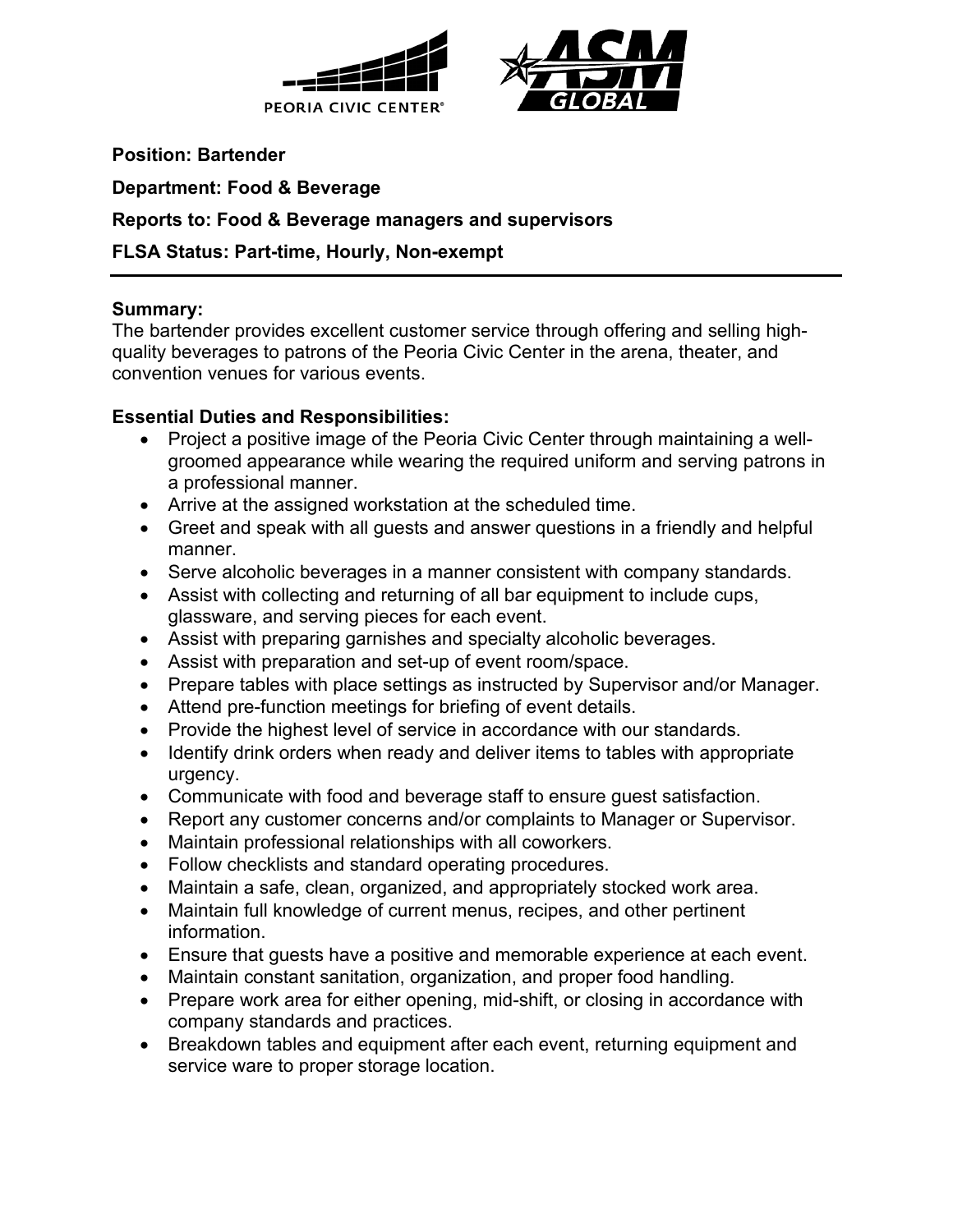PEORIA CIVIC CENTER®

**Position: Bartender**

**Department: Food & Beverage**

**Reports to: Food & Beverage managers and supervisors**

**FLSA Status: Part-time, Hourly, Non-exempt**

---

**Summary:**

The bartender provides excellent customer service through offering and selling high-quality beverages to patrons of the Peoria Civic Center in the arena, theater, and convention venues for various events.

**Essential Duties and Responsibilities:**

- Project a positive image of the Peoria Civic Center through maintaining a well-groomed appearance while wearing the required uniform and serving patrons in a professional manner.
- Arrive at the assigned workstation at the scheduled time.
- Greet and speak with all guests and answer questions in a friendly and helpful manner.
- Serve alcoholic beverages in a manner consistent with company standards.
- Assist with collecting and returning of all bar equipment to include cups, glassware, and serving pieces for each event.
- Assist with preparing garnishes and specialty alcoholic beverages.
- Assist with preparation and set-up of event room/space.
- Prepare tables with place settings as instructed by Supervisor and/or Manager.
- Attend pre-function meetings for briefing of event details.
- Provide the highest level of service in accordance with our standards.
- Identify drink orders when ready and deliver items to tables with appropriate urgency.
- Communicate with food and beverage staff to ensure guest satisfaction.
- Report any customer concerns and/or complaints to Manager or Supervisor.
- Maintain professional relationships with all coworkers.
- Follow checklists and standard operating procedures.
- Maintain a safe, clean, organized, and appropriately stocked work area.
- Maintain full knowledge of current menus, recipes, and other pertinent information.
- Ensure that guests have a positive and memorable experience at each event.
- Maintain constant sanitation, organization, and proper food handling.
- Prepare work area for either opening, mid-shift, or closing in accordance with company standards and practices.
- Breakdown tables and equipment after each event, returning equipment and service ware to proper storage location.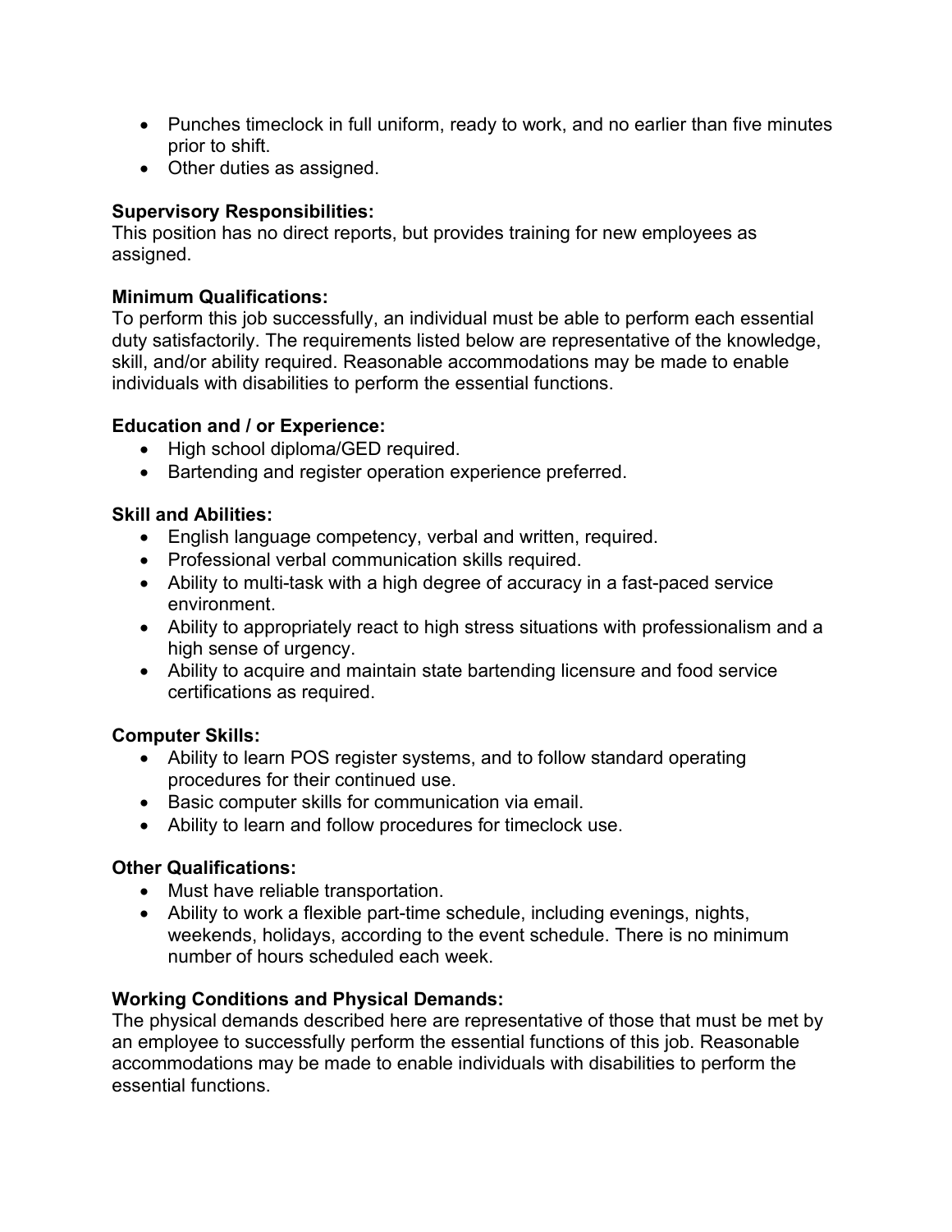- Punches timeclock in full uniform, ready to work, and no earlier than five minutes prior to shift.
- Other duties as assigned.

**Supervisory Responsibilities:**
This position has no direct reports, but provides training for new employees as assigned.

**Minimum Qualifications:**
To perform this job successfully, an individual must be able to perform each essential duty satisfactorily. The requirements listed below are representative of the knowledge, skill, and/or ability required. Reasonable accommodations may be made to enable individuals with disabilities to perform the essential functions.

**Education and / or Experience:**
- High school diploma/GED required.
- Bartending and register operation experience preferred.

**Skill and Abilities:**
- English language competency, verbal and written, required.
- Professional verbal communication skills required.
- Ability to multi-task with a high degree of accuracy in a fast-paced service environment.
- Ability to appropriately react to high stress situations with professionalism and a high sense of urgency.
- Ability to acquire and maintain state bartending licensure and food service certifications as required.

**Computer Skills:**
- Ability to learn POS register systems, and to follow standard operating procedures for their continued use.
- Basic computer skills for communication via email.
- Ability to learn and follow procedures for timeclock use.

**Other Qualifications:**
- Must have reliable transportation.
- Ability to work a flexible part-time schedule, including evenings, nights, weekends, holidays, according to the event schedule. There is no minimum number of hours scheduled each week.

**Working Conditions and Physical Demands:**
The physical demands described here are representative of those that must be met by an employee to successfully perform the essential functions of this job. Reasonable accommodations may be made to enable individuals with disabilities to perform the essential functions.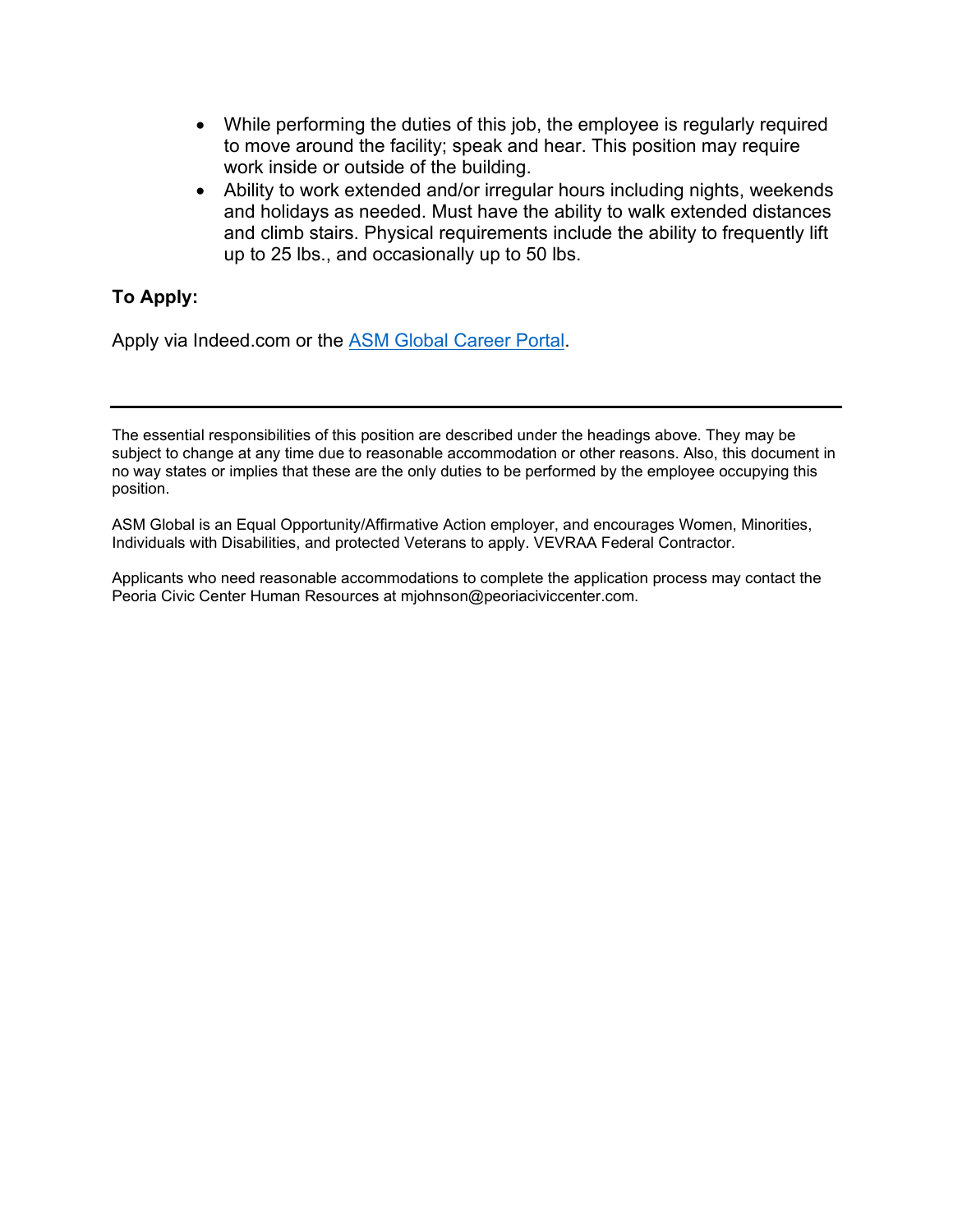- While performing the duties of this job, the employee is regularly required to move around the facility; speak and hear. This position may require work inside or outside of the building.
- Ability to work extended and/or irregular hours including nights, weekends and holidays as needed. Must have the ability to walk extended distances and climb stairs. Physical requirements include the ability to frequently lift up to 25 lbs., and occasionally up to 50 lbs.

**To Apply:**

Apply via Indeed.com or the ASM Global Career Portal.

---

The essential responsibilities of this position are described under the headings above. They may be subject to change at any time due to reasonable accommodation or other reasons. Also, this document in no way states or implies that these are the only duties to be performed by the employee occupying this position.

ASM Global is an Equal Opportunity/Affirmative Action employer, and encourages Women, Minorities, Individuals with Disabilities, and protected Veterans to apply. VEVRAA Federal Contractor.

Applicants who need reasonable accommodations to complete the application process may contact the Peoria Civic Center Human Resources at mjohnson@peoriaciviccenter.com.